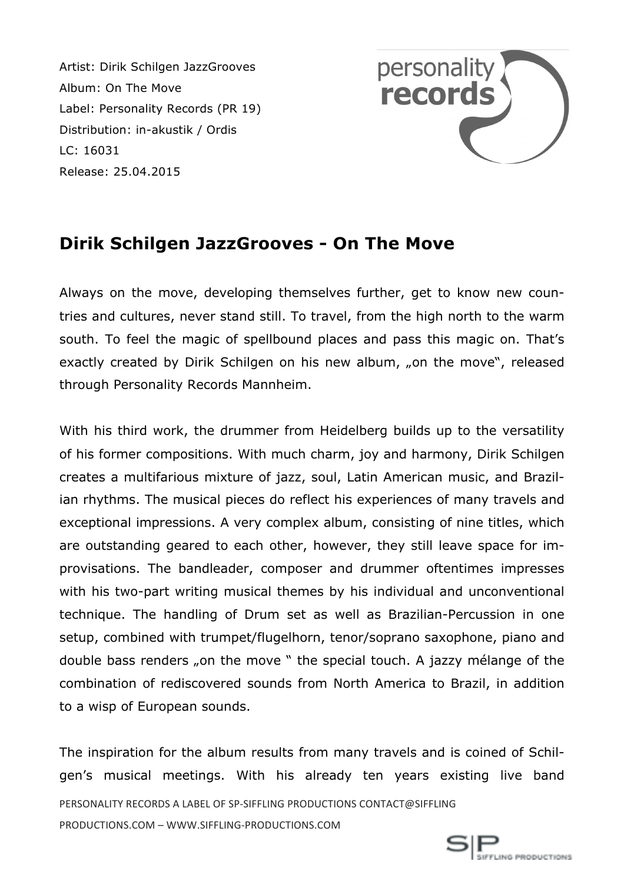Artist: Dirik Schilgen JazzGrooves
Album: On The Move
Label: Personality Records (PR 19)
Distribution: in-akustik / Ordis
LC: 16031
Release: 25.04.2015

## Dirik Schilgen JazzGrooves - On The Move

Always on the move, developing themselves further, get to know new countries and cultures, never stand still. To travel, from the high north to the warm south. To feel the magic of spellbound places and pass this magic on. That's exactly created by Dirik Schilgen on his new album, „on the move", released through Personality Records Mannheim.

With his third work, the drummer from Heidelberg builds up to the versatility of his former compositions. With much charm, joy and harmony, Dirik Schilgen creates a multifarious mixture of jazz, soul, Latin American music, and Brazilian rhythms. The musical pieces do reflect his experiences of many travels and exceptional impressions. A very complex album, consisting of nine titles, which are outstanding geared to each other, however, they still leave space for improvisations. The bandleader, composer and drummer oftentimes impresses with his two-part writing musical themes by his individual and unconventional technique. The handling of Drum set as well as Brazilian-Percussion in one setup, combined with trumpet/flugelhorn, tenor/soprano saxophone, piano and double bass renders „on the move " the special touch. A jazzy mélange of the combination of rediscovered sounds from North America to Brazil, in addition to a wisp of European sounds.

The inspiration for the album results from many travels and is coined of Schilgen's musical meetings. With his already ten years existing live band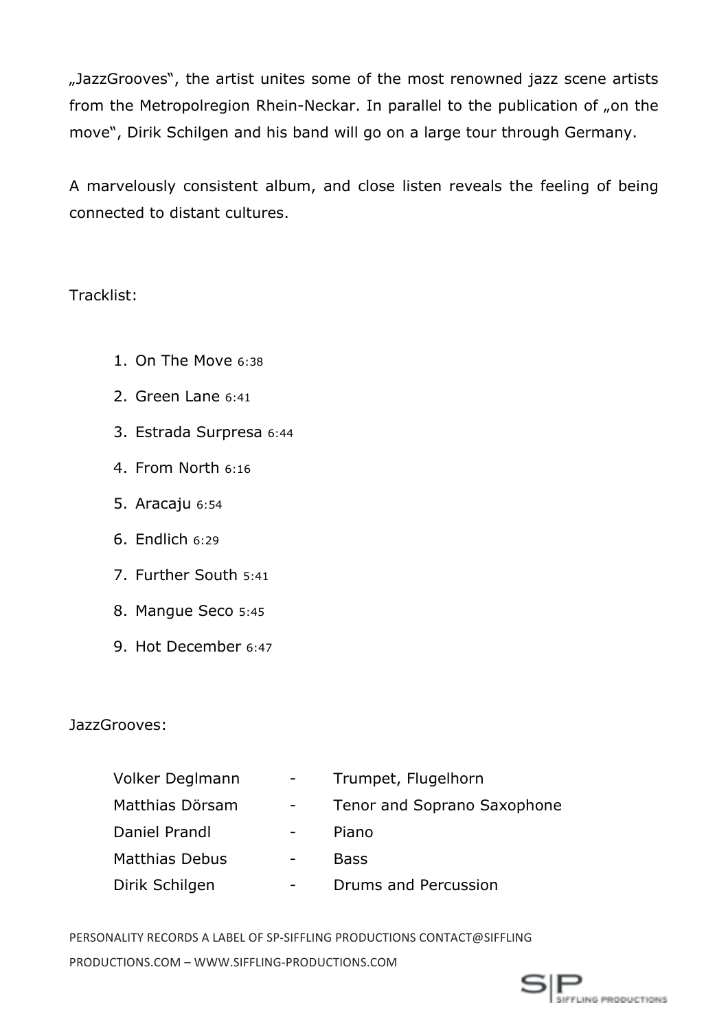„JazzGrooves", the artist unites some of the most renowned jazz scene artists from the Metropolregion Rhein-Neckar. In parallel to the publication of „on the move", Dirik Schilgen and his band will go on a large tour through Germany.

A marvelously consistent album, and close listen reveals the feeling of being connected to distant cultures.

Tracklist:

1. On The Move 6:38
2. Green Lane 6:41
3. Estrada Surpresa 6:44
4. From North 6:16
5. Aracaju 6:54
6. Endlich 6:29
7. Further South 5:41
8. Mangue Seco 5:45
9. Hot December 6:47

JazzGrooves:

| | | |
|---|---|---|
| Volker Deglmann | - | Trumpet, Flugelhorn |
| Matthias Dörsam | - | Tenor and Soprano Saxophone |
| Daniel Prandl | - | Piano |
| Matthias Debus | - | Bass |
| Dirik Schilgen | - | Drums and Percussion |